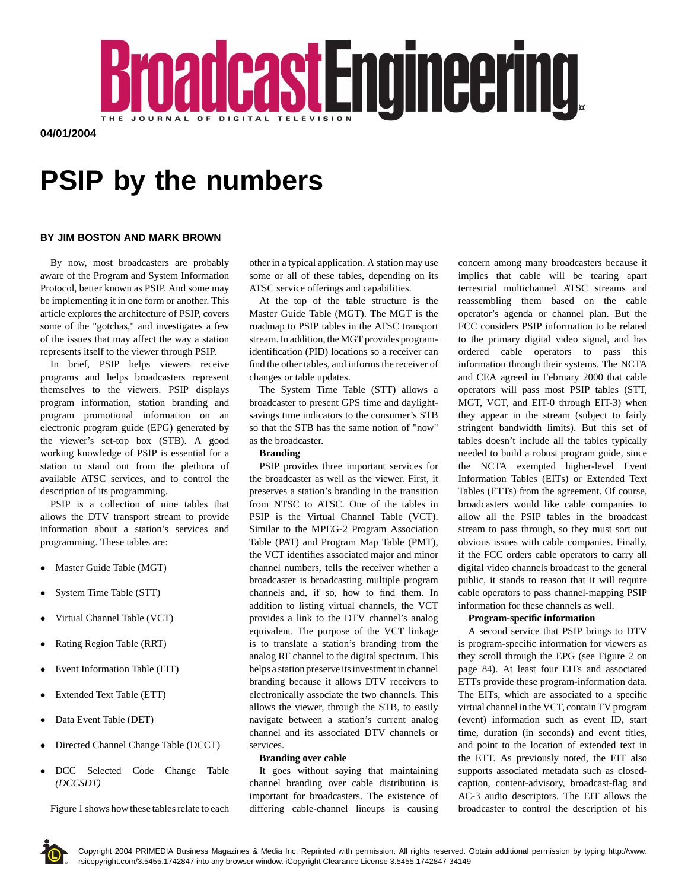04/01/2004

# PSIP by the numbers

**BY JIM BOSTON AND MARK BROWN**

By now, most broadcasters are probably aware of the Program and System Information Protocol, better known as PSIP. And some may be implementing it in one form or another. This article explores the architecture of PSIP, covers some of the "gotchas," and investigates a few of the issues that may affect the way a station represents itself to the viewer through PSIP.

In brief, PSIP helps viewers receive programs and helps broadcasters represent themselves to the viewers. PSIP displays program information, station branding and program promotional information on an electronic program guide (EPG) generated by the viewer's set-top box (STB). A good working knowledge of PSIP is essential for a station to stand out from the plethora of available ATSC services, and to control the description of its programming.

PSIP is a collection of nine tables that allows the DTV transport stream to provide information about a station's services and programming. These tables are:

- Master Guide Table (MGT)
- System Time Table (STT)
- Virtual Channel Table (VCT)
- Rating Region Table (RRT)
- Event Information Table (EIT)
- Extended Text Table (ETT)
- Data Event Table (DET)
- Directed Channel Change Table (DCCT)
- DCC Selected Code Change Table *(DCCSDT)*

Figure 1 shows how these tables relate to each other in a typical application. A station may use some or all of these tables, depending on its ATSC service offerings and capabilities.

At the top of the table structure is the Master Guide Table (MGT). The MGT is the roadmap to PSIP tables in the ATSC transport stream. In addition, the MGT provides program-identification (PID) locations so a receiver can find the other tables, and informs the receiver of changes or table updates.

The System Time Table (STT) allows a broadcaster to present GPS time and daylight-savings time indicators to the consumer's STB so that the STB has the same notion of "now" as the broadcaster.

**Branding**

PSIP provides three important services for the broadcaster as well as the viewer. First, it preserves a station's branding in the transition from NTSC to ATSC. One of the tables in PSIP is the Virtual Channel Table (VCT). Similar to the MPEG-2 Program Association Table (PAT) and Program Map Table (PMT), the VCT identifies associated major and minor channel numbers, tells the receiver whether a broadcaster is broadcasting multiple program channels and, if so, how to find them. In addition to listing virtual channels, the VCT provides a link to the DTV channel's analog equivalent. The purpose of the VCT linkage is to translate a station's branding from the analog RF channel to the digital spectrum. This helps a station preserve its investment in channel branding because it allows DTV receivers to electronically associate the two channels. This allows the viewer, through the STB, to easily navigate between a station's current analog channel and its associated DTV channels or services.

**Branding over cable**

It goes without saying that maintaining channel branding over cable distribution is important for broadcasters. The existence of differing cable-channel lineups is causing concern among many broadcasters because it implies that cable will be tearing apart terrestrial multichannel ATSC streams and reassembling them based on the cable operator's agenda or channel plan. But the FCC considers PSIP information to be related to the primary digital video signal, and has ordered cable operators to pass this information through their systems. The NCTA and CEA agreed in February 2000 that cable operators will pass most PSIP tables (STT, MGT, VCT, and EIT-0 through EIT-3) when they appear in the stream (subject to fairly stringent bandwidth limits). But this set of tables doesn't include all the tables typically needed to build a robust program guide, since the NCTA exempted higher-level Event Information Tables (EITs) or Extended Text Tables (ETTs) from the agreement. Of course, broadcasters would like cable companies to allow all the PSIP tables in the broadcast stream to pass through, so they must sort out obvious issues with cable companies. Finally, if the FCC orders cable operators to carry all digital video channels broadcast to the general public, it stands to reason that it will require cable operators to pass channel-mapping PSIP information for these channels as well.

**Program-specific information**

A second service that PSIP brings to DTV is program-specific information for viewers as they scroll through the EPG (see Figure 2 on page 84). At least four EITs and associated ETTs provide these program-information data. The EITs, which are associated to a specific virtual channel in the VCT, contain TV program (event) information such as event ID, start time, duration (in seconds) and event titles, and point to the location of extended text in the ETT. As previously noted, the EIT also supports associated metadata such as closed-caption, content-advisory, broadcast-flag and AC-3 audio descriptors. The EIT allows the broadcaster to control the description of his

Copyright 2004 PRIMEDIA Business Magazines & Media Inc. Reprinted with permission. All rights reserved. Obtain additional permission by typing http://www.rsicopyright.com/3.5455.1742847 into any browser window. iCopyright Clearance License 3.5455.1742847-34149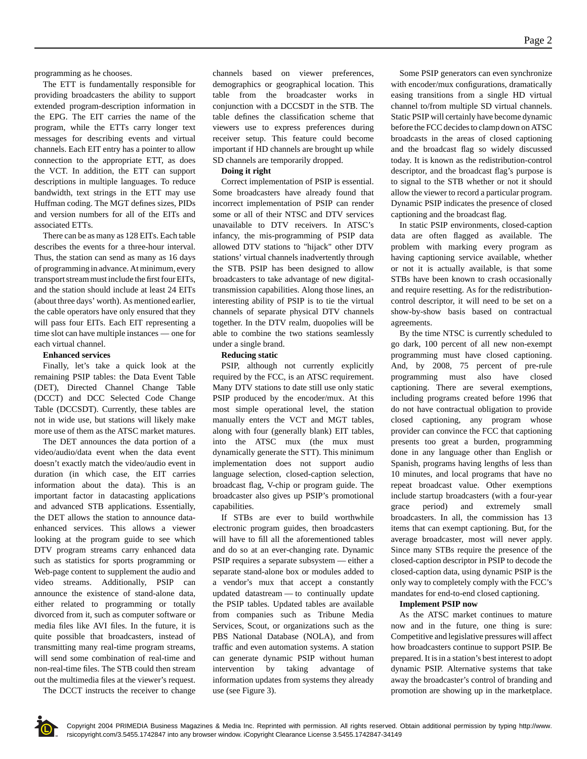programming as he chooses.

The ETT is fundamentally responsible for providing broadcasters the ability to support extended program-description information in the EPG. The EIT carries the name of the program, while the ETTs carry longer text messages for describing events and virtual channels. Each EIT entry has a pointer to allow connection to the appropriate ETT, as does the VCT. In addition, the ETT can support descriptions in multiple languages. To reduce bandwidth, text strings in the ETT may use Huffman coding. The MGT defines sizes, PIDs and version numbers for all of the EITs and associated ETTs.

There can be as many as 128 EITs. Each table describes the events for a three-hour interval. Thus, the station can send as many as 16 days of programming in advance. At minimum, every transport stream must include the first four EITs, and the station should include at least 24 EITs (about three days' worth). As mentioned earlier, the cable operators have only ensured that they will pass four EITs. Each EIT representing a time slot can have multiple instances — one for each virtual channel.

**Enhanced services**

Finally, let's take a quick look at the remaining PSIP tables: the Data Event Table (DET), Directed Channel Change Table (DCCT) and DCC Selected Code Change Table (DCCSDT). Currently, these tables are not in wide use, but stations will likely make more use of them as the ATSC market matures.

The DET announces the data portion of a video/audio/data event when the data event doesn't exactly match the video/audio event in duration (in which case, the EIT carries information about the data). This is an important factor in datacasting applications and advanced STB applications. Essentially, the DET allows the station to announce data-enhanced services. This allows a viewer looking at the program guide to see which DTV program streams carry enhanced data such as statistics for sports programming or Web-page content to supplement the audio and video streams. Additionally, PSIP can announce the existence of stand-alone data, either related to programming or totally divorced from it, such as computer software or media files like AVI files. In the future, it is quite possible that broadcasters, instead of transmitting many real-time program streams, will send some combination of real-time and non-real-time files. The STB could then stream out the multimedia files at the viewer's request.

The DCCT instructs the receiver to change channels based on viewer preferences, demographics or geographical location. This table from the broadcaster works in conjunction with a DCCSDT in the STB. The table defines the classification scheme that viewers use to express preferences during receiver setup. This feature could become important if HD channels are brought up while SD channels are temporarily dropped.

**Doing it right**

Correct implementation of PSIP is essential. Some broadcasters have already found that incorrect implementation of PSIP can render some or all of their NTSC and DTV services unavailable to DTV receivers. In ATSC's infancy, the mis-programming of PSIP data allowed DTV stations to "hijack" other DTV stations' virtual channels inadvertently through the STB. PSIP has been designed to allow broadcasters to take advantage of new digital-transmission capabilities. Along those lines, an interesting ability of PSIP is to tie the virtual channels of separate physical DTV channels together. In the DTV realm, duopolies will be able to combine the two stations seamlessly under a single brand.

**Reducing static**

PSIP, although not currently explicitly required by the FCC, is an ATSC requirement. Many DTV stations to date still use only static PSIP produced by the encoder/mux. At this most simple operational level, the station manually enters the VCT and MGT tables, along with four (generally blank) EIT tables, into the ATSC mux (the mux must dynamically generate the STT). This minimum implementation does not support audio language selection, closed-caption selection, broadcast flag, V-chip or program guide. The broadcaster also gives up PSIP's promotional capabilities.

If STBs are ever to build worthwhile electronic program guides, then broadcasters will have to fill all the aforementioned tables and do so at an ever-changing rate. Dynamic PSIP requires a separate subsystem — either a separate stand-alone box or modules added to a vendor's mux that accept a constantly updated datastream — to continually update the PSIP tables. Updated tables are available from companies such as Tribune Media Services, Scout, or organizations such as the PBS National Database (NOLA), and from traffic and even automation systems. A station can generate dynamic PSIP without human intervention by taking advantage of information updates from systems they already use (see Figure 3).

Some PSIP generators can even synchronize with encoder/mux configurations, dramatically easing transitions from a single HD virtual channel to/from multiple SD virtual channels. Static PSIP will certainly have become dynamic before the FCC decides to clamp down on ATSC broadcasts in the areas of closed captioning and the broadcast flag so widely discussed today. It is known as the redistribution-control descriptor, and the broadcast flag's purpose is to signal to the STB whether or not it should allow the viewer to record a particular program. Dynamic PSIP indicates the presence of closed captioning and the broadcast flag.

In static PSIP environments, closed-caption data are often flagged as available. The problem with marking every program as having captioning service available, whether or not it is actually available, is that some STBs have been known to crash occasionally and require resetting. As for the redistribution-control descriptor, it will need to be set on a show-by-show basis based on contractual agreements.

By the time NTSC is currently scheduled to go dark, 100 percent of all new non-exempt programming must have closed captioning. And, by 2008, 75 percent of pre-rule programming must also have closed captioning. There are several exemptions, including programs created before 1996 that do not have contractual obligation to provide closed captioning, any program whose provider can convince the FCC that captioning presents too great a burden, programming done in any language other than English or Spanish, programs having lengths of less than 10 minutes, and local programs that have no repeat broadcast value. Other exemptions include startup broadcasters (with a four-year grace period) and extremely small broadcasters. In all, the commission has 13 items that can exempt captioning. But, for the average broadcaster, most will never apply. Since many STBs require the presence of the closed-caption descriptor in PSIP to decode the closed-caption data, using dynamic PSIP is the only way to completely comply with the FCC's mandates for end-to-end closed captioning.

**Implement PSIP now**

As the ATSC market continues to mature now and in the future, one thing is sure: Competitive and legislative pressures will affect how broadcasters continue to support PSIP. Be prepared. It is in a station's best interest to adopt dynamic PSIP. Alternative systems that take away the broadcaster's control of branding and promotion are showing up in the marketplace.

Copyright 2004 PRIMEDIA Business Magazines & Media Inc. Reprinted with permission. All rights reserved. Obtain additional permission by typing http://www.rsicopyright.com/3.5455.1742847 into any browser window. iCopyright Clearance License 3.5455.1742847-34149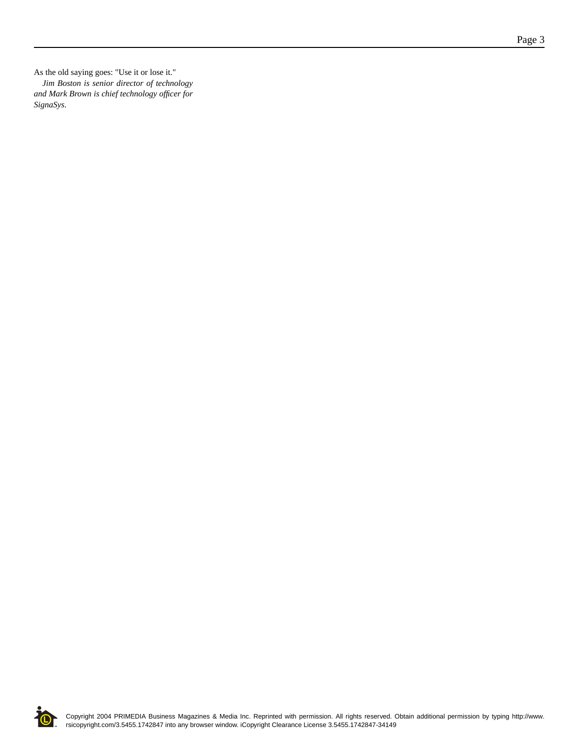As the old saying goes: "Use it or lose it."

*Jim Boston is senior director of technology and Mark Brown is chief technology officer for SignaSys.*

Copyright 2004 PRIMEDIA Business Magazines & Media Inc. Reprinted with permission. All rights reserved. Obtain additional permission by typing http://www.rsicopyright.com/3.5455.1742847 into any browser window. iCopyright Clearance License 3.5455.1742847-34149